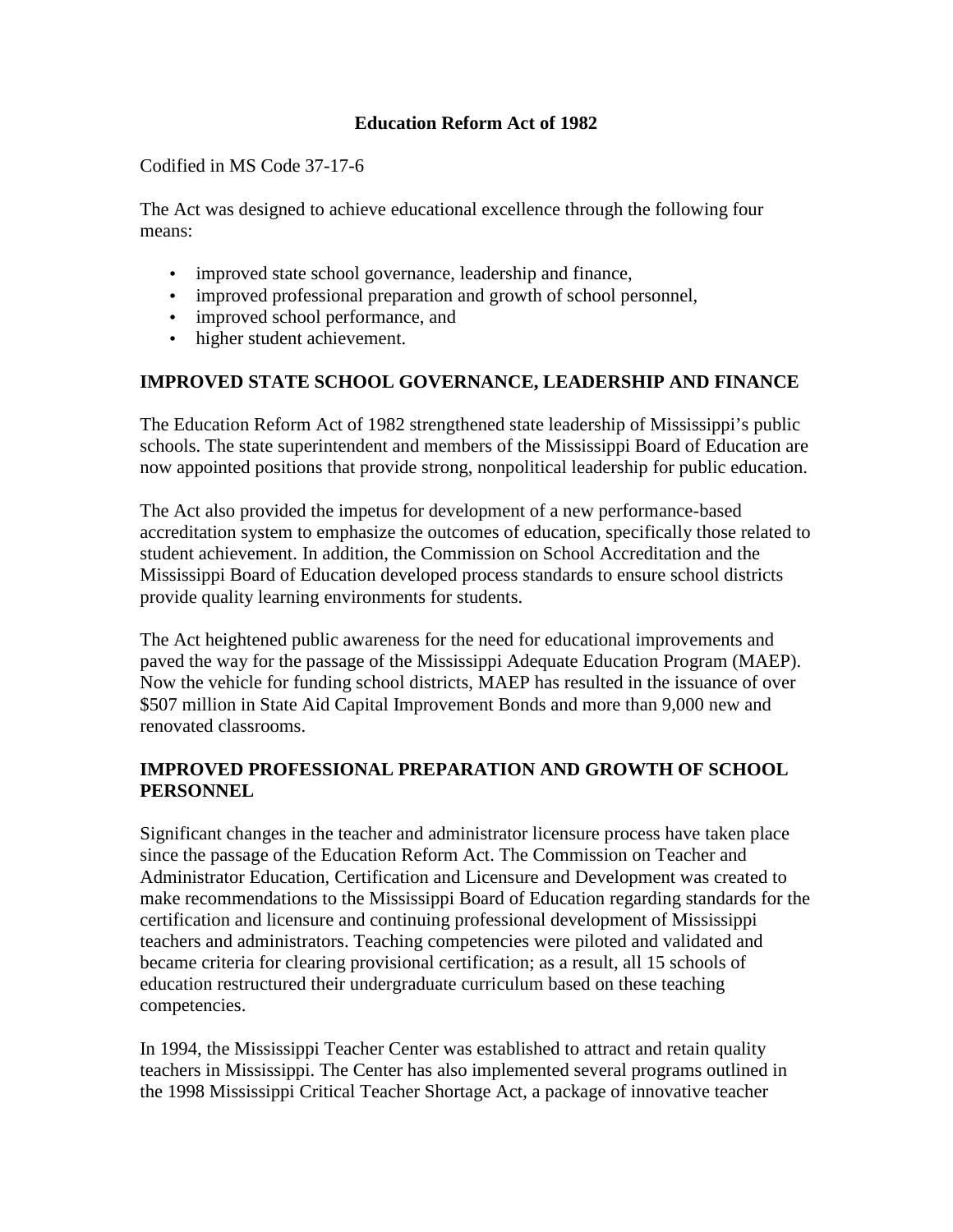# Education Reform Act of 1982

Codified in MS Code 37-17-6

The Act was designed to achieve educational excellence through the following four means:

- improved state school governance, leadership and finance,
- improved professional preparation and growth of school personnel,
- improved school performance, and
- higher student achievement.

## IMPROVED STATE SCHOOL GOVERNANCE, LEADERSHIP AND FINANCE

The Education Reform Act of 1982 strengthened state leadership of Mississippi's public schools. The state superintendent and members of the Mississippi Board of Education are now appointed positions that provide strong, nonpolitical leadership for public education.

The Act also provided the impetus for development of a new performance-based accreditation system to emphasize the outcomes of education, specifically those related to student achievement. In addition, the Commission on School Accreditation and the Mississippi Board of Education developed process standards to ensure school districts provide quality learning environments for students.

The Act heightened public awareness for the need for educational improvements and paved the way for the passage of the Mississippi Adequate Education Program (MAEP). Now the vehicle for funding school districts, MAEP has resulted in the issuance of over $507 million in State Aid Capital Improvement Bonds and more than 9,000 new and renovated classrooms.

## IMPROVED PROFESSIONAL PREPARATION AND GROWTH OF SCHOOL PERSONNEL

Significant changes in the teacher and administrator licensure process have taken place since the passage of the Education Reform Act. The Commission on Teacher and Administrator Education, Certification and Licensure and Development was created to make recommendations to the Mississippi Board of Education regarding standards for the certification and licensure and continuing professional development of Mississippi teachers and administrators. Teaching competencies were piloted and validated and became criteria for clearing provisional certification; as a result, all 15 schools of education restructured their undergraduate curriculum based on these teaching competencies.

In 1994, the Mississippi Teacher Center was established to attract and retain quality teachers in Mississippi. The Center has also implemented several programs outlined in the 1998 Mississippi Critical Teacher Shortage Act, a package of innovative teacher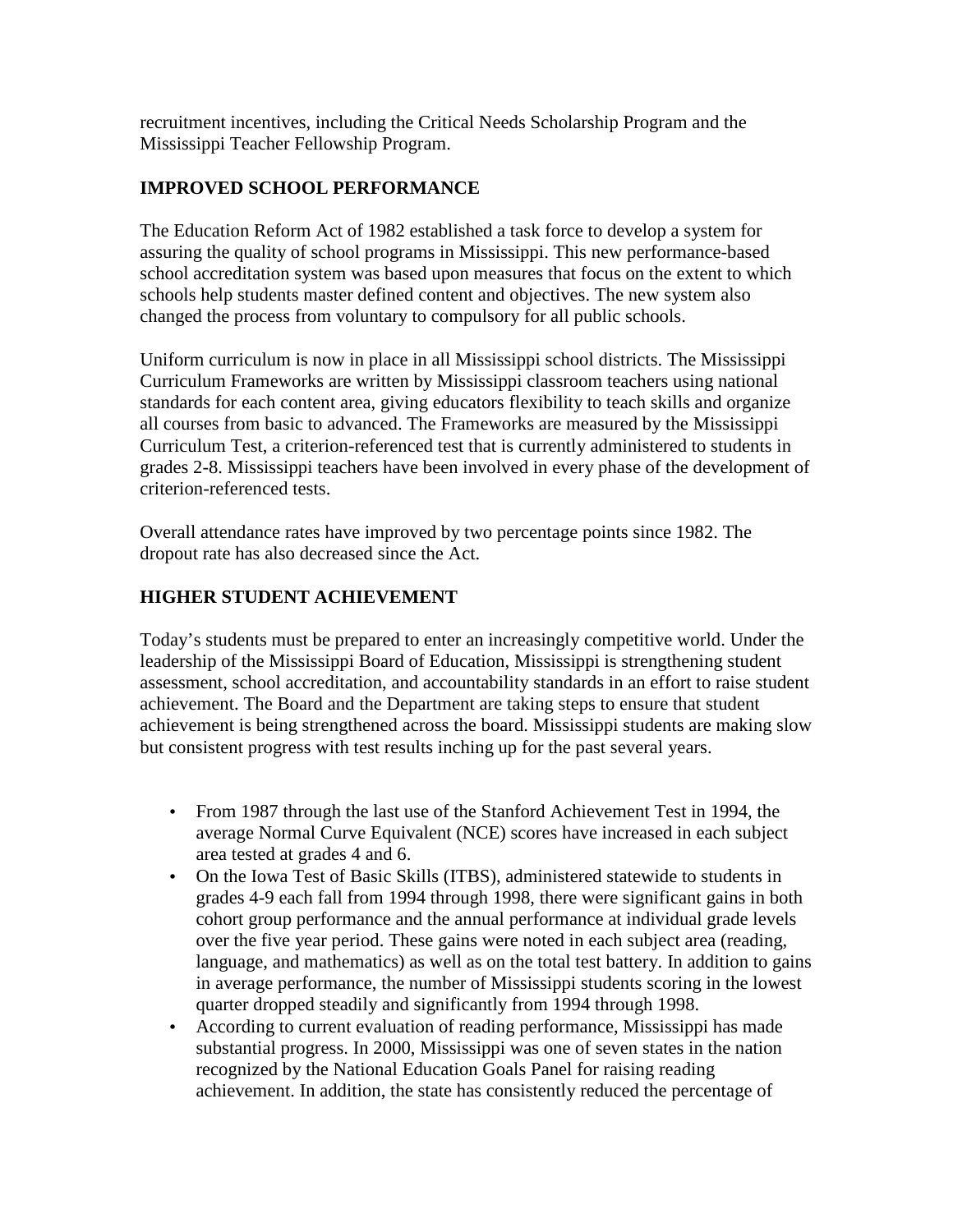recruitment incentives, including the Critical Needs Scholarship Program and the Mississippi Teacher Fellowship Program.

## IMPROVED SCHOOL PERFORMANCE

The Education Reform Act of 1982 established a task force to develop a system for assuring the quality of school programs in Mississippi. This new performance-based school accreditation system was based upon measures that focus on the extent to which schools help students master defined content and objectives. The new system also changed the process from voluntary to compulsory for all public schools.

Uniform curriculum is now in place in all Mississippi school districts. The Mississippi Curriculum Frameworks are written by Mississippi classroom teachers using national standards for each content area, giving educators flexibility to teach skills and organize all courses from basic to advanced. The Frameworks are measured by the Mississippi Curriculum Test, a criterion-referenced test that is currently administered to students in grades 2-8. Mississippi teachers have been involved in every phase of the development of criterion-referenced tests.

Overall attendance rates have improved by two percentage points since 1982. The dropout rate has also decreased since the Act.

## HIGHER STUDENT ACHIEVEMENT

Today's students must be prepared to enter an increasingly competitive world. Under the leadership of the Mississippi Board of Education, Mississippi is strengthening student assessment, school accreditation, and accountability standards in an effort to raise student achievement. The Board and the Department are taking steps to ensure that student achievement is being strengthened across the board. Mississippi students are making slow but consistent progress with test results inching up for the past several years.

- From 1987 through the last use of the Stanford Achievement Test in 1994, the average Normal Curve Equivalent (NCE) scores have increased in each subject area tested at grades 4 and 6.
- On the Iowa Test of Basic Skills (ITBS), administered statewide to students in grades 4-9 each fall from 1994 through 1998, there were significant gains in both cohort group performance and the annual performance at individual grade levels over the five year period. These gains were noted in each subject area (reading, language, and mathematics) as well as on the total test battery. In addition to gains in average performance, the number of Mississippi students scoring in the lowest quarter dropped steadily and significantly from 1994 through 1998.
- According to current evaluation of reading performance, Mississippi has made substantial progress. In 2000, Mississippi was one of seven states in the nation recognized by the National Education Goals Panel for raising reading achievement. In addition, the state has consistently reduced the percentage of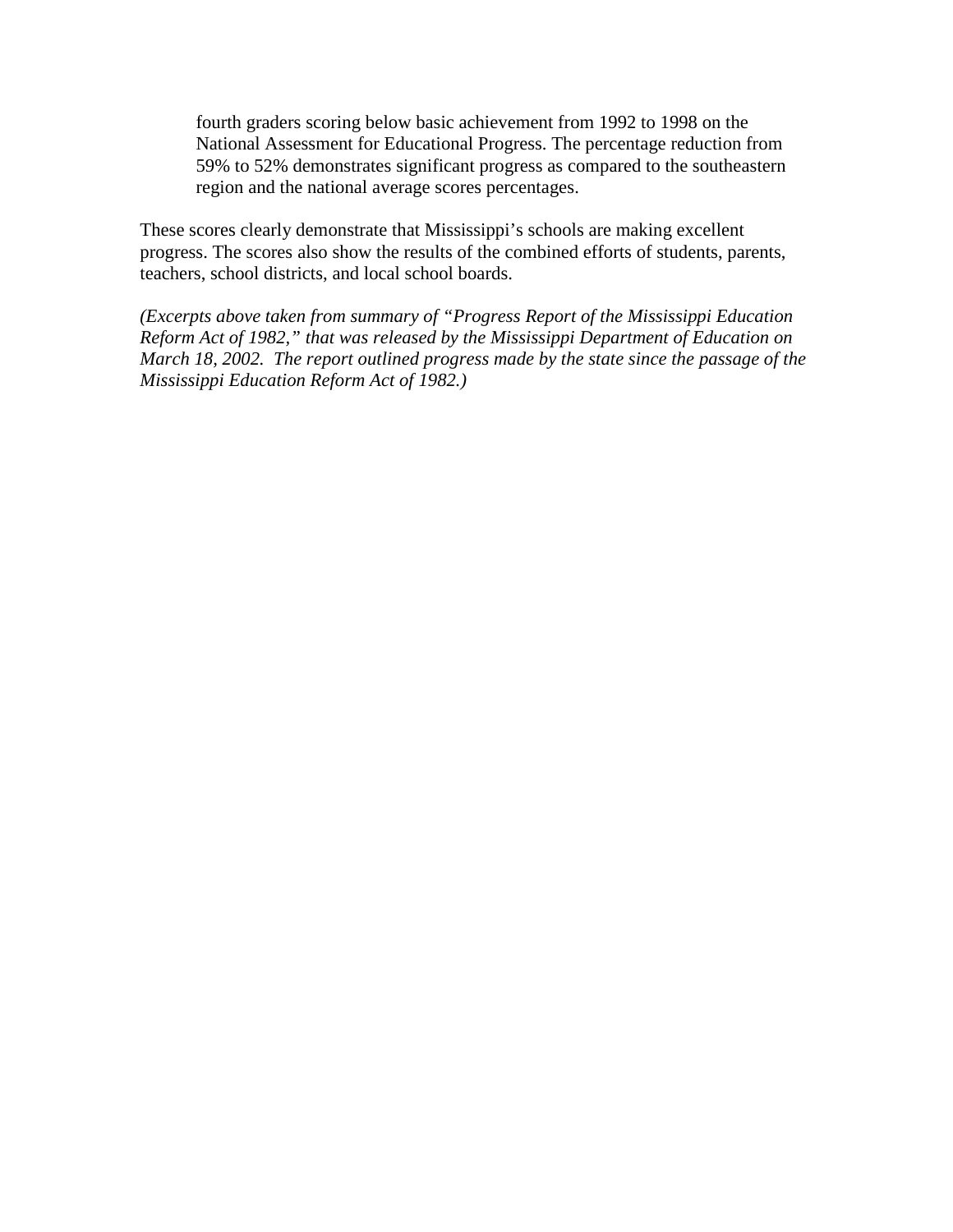fourth graders scoring below basic achievement from 1992 to 1998 on the National Assessment for Educational Progress. The percentage reduction from 59% to 52% demonstrates significant progress as compared to the southeastern region and the national average scores percentages.

These scores clearly demonstrate that Mississippi's schools are making excellent progress. The scores also show the results of the combined efforts of students, parents, teachers, school districts, and local school boards.

*(Excerpts above taken from summary of "Progress Report of the Mississippi Education Reform Act of 1982," that was released by the Mississippi Department of Education on March 18, 2002. The report outlined progress made by the state since the passage of the Mississippi Education Reform Act of 1982.)*